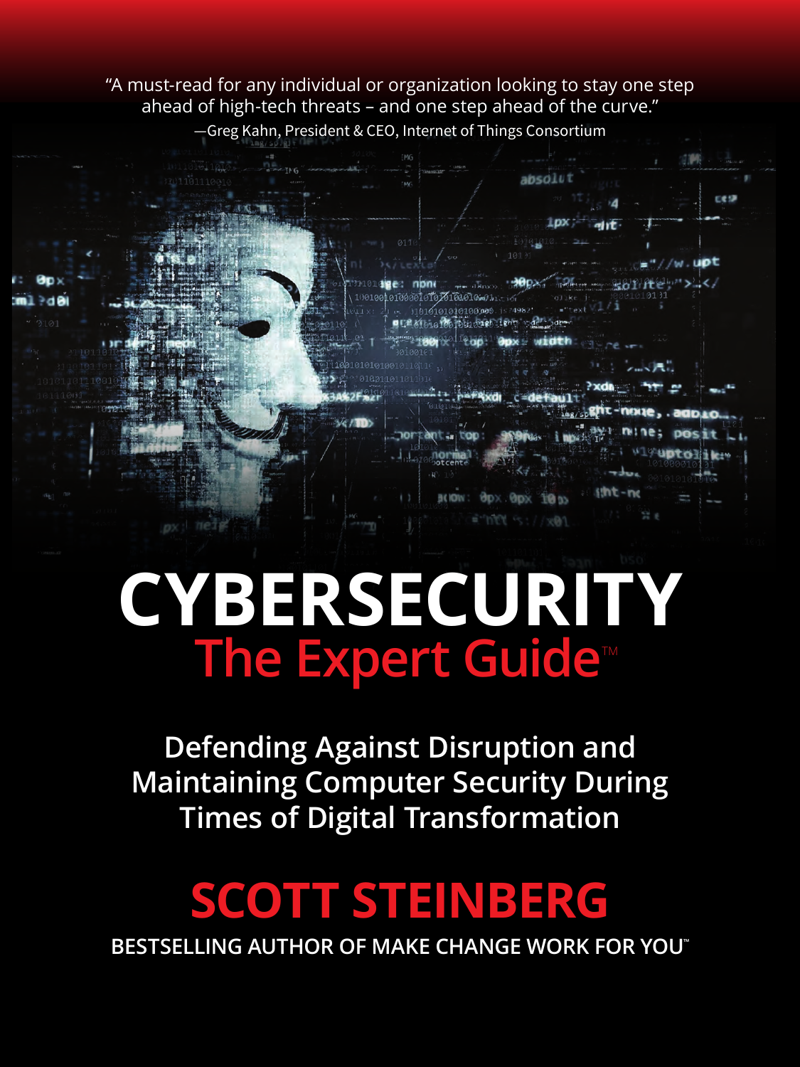"A must-read for any individual or organization looking to stay one step ahead of high-tech threats – and one step ahead of the curve."
—Greg Kahn, President & CEO, Internet of Things Consortium

# CYBERSECURITY

## The Expert Guide™

**Defending Against Disruption and Maintaining Computer Security During Times of Digital Transformation**

## SCOTT STEINBERG

**BESTSELLING AUTHOR OF MAKE CHANGE WORK FOR YOU™**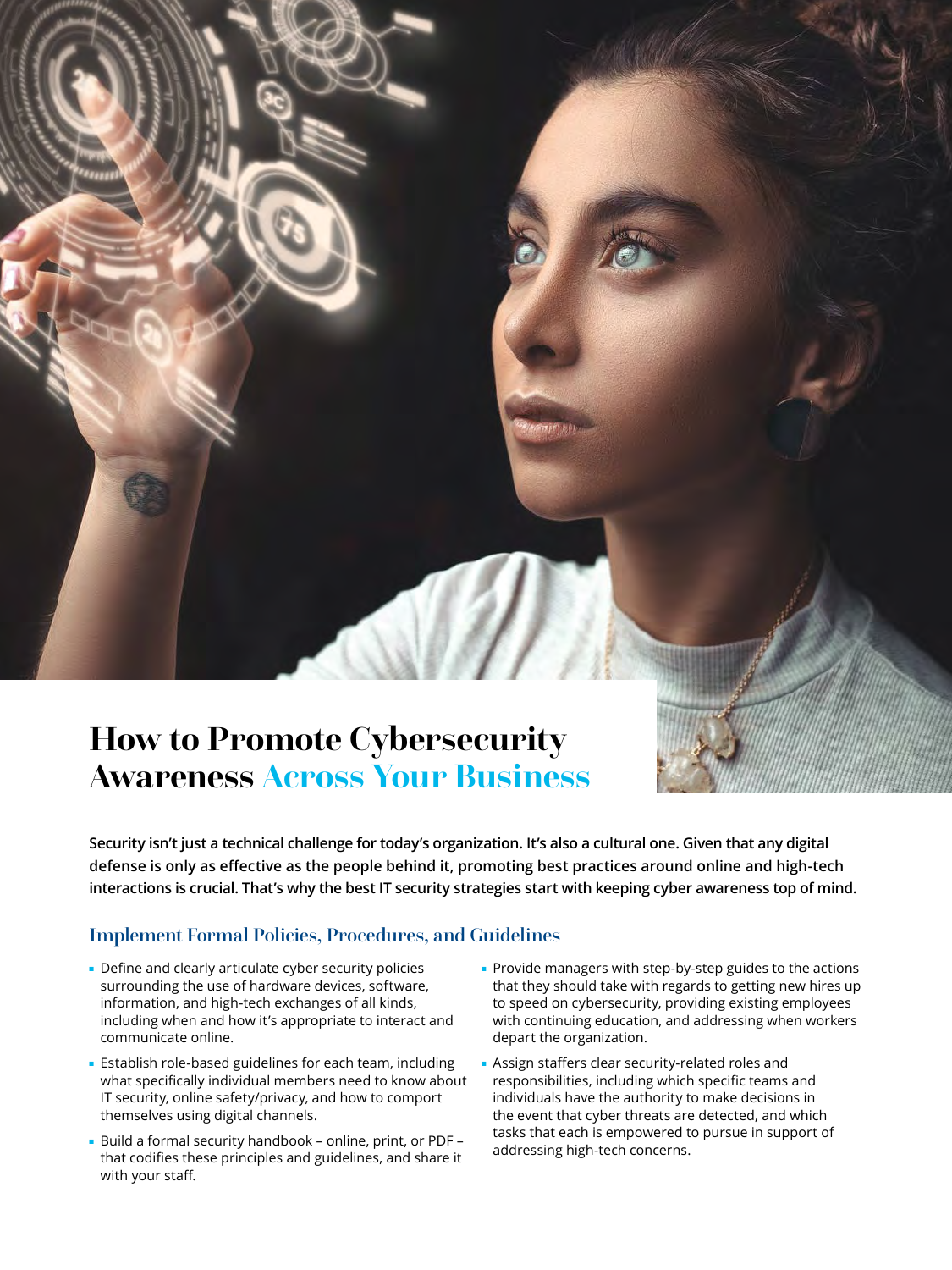# How to Promote Cybersecurity Awareness Across Your Business

**Security isn't just a technical challenge for today's organization. It's also a cultural one. Given that any digital defense is only as effective as the people behind it, promoting best practices around online and high-tech interactions is crucial. That's why the best IT security strategies start with keeping cyber awareness top of mind.**

## Implement Formal Policies, Procedures, and Guidelines

- Define and clearly articulate cyber security policies surrounding the use of hardware devices, software, information, and high-tech exchanges of all kinds, including when and how it's appropriate to interact and communicate online.
- Establish role-based guidelines for each team, including what specifically individual members need to know about IT security, online safety/privacy, and how to comport themselves using digital channels.
- Build a formal security handbook – online, print, or PDF – that codifies these principles and guidelines, and share it with your staff.
- Provide managers with step-by-step guides to the actions that they should take with regards to getting new hires up to speed on cybersecurity, providing existing employees with continuing education, and addressing when workers depart the organization.
- Assign staffers clear security-related roles and responsibilities, including which specific teams and individuals have the authority to make decisions in the event that cyber threats are detected, and which tasks that each is empowered to pursue in support of addressing high-tech concerns.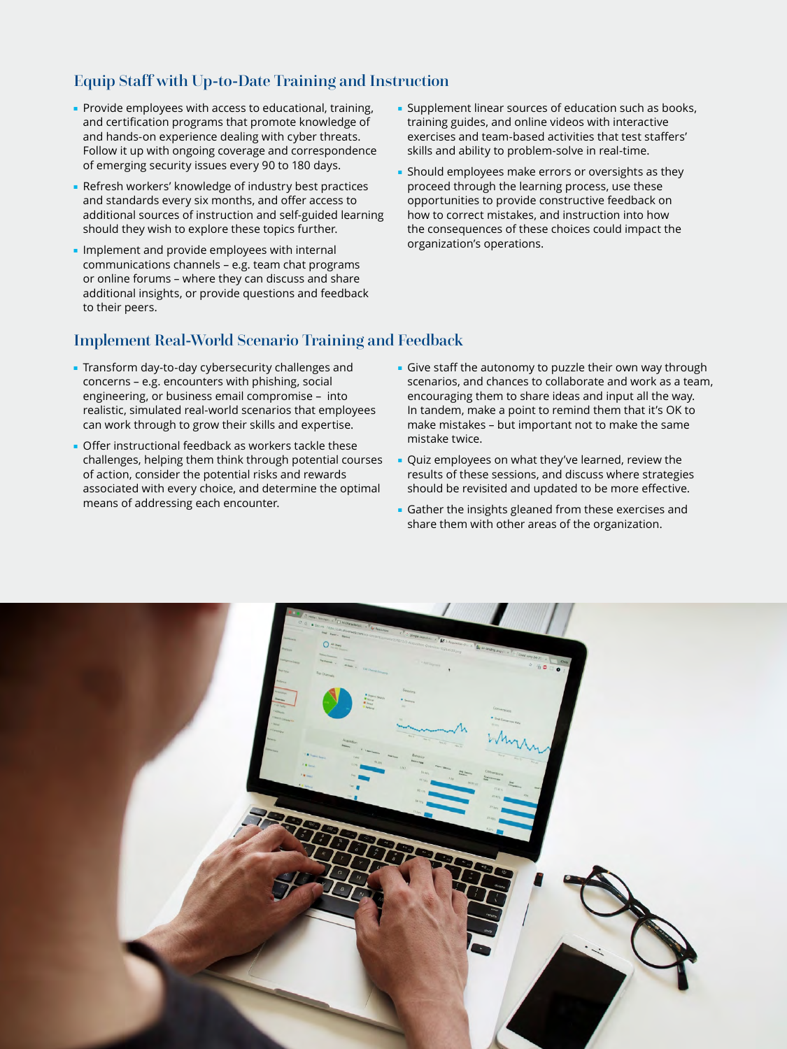## Equip Staff with Up-to-Date Training and Instruction

- Provide employees with access to educational, training, and certification programs that promote knowledge of and hands-on experience dealing with cyber threats. Follow it up with ongoing coverage and correspondence of emerging security issues every 90 to 180 days.
- Refresh workers' knowledge of industry best practices and standards every six months, and offer access to additional sources of instruction and self-guided learning should they wish to explore these topics further.
- Implement and provide employees with internal communications channels – e.g. team chat programs or online forums – where they can discuss and share additional insights, or provide questions and feedback to their peers.
- Supplement linear sources of education such as books, training guides, and online videos with interactive exercises and team-based activities that test staffers' skills and ability to problem-solve in real-time.
- Should employees make errors or oversights as they proceed through the learning process, use these opportunities to provide constructive feedback on how to correct mistakes, and instruction into how the consequences of these choices could impact the organization's operations.

## Implement Real-World Scenario Training and Feedback

- Transform day-to-day cybersecurity challenges and concerns – e.g. encounters with phishing, social engineering, or business email compromise – into realistic, simulated real-world scenarios that employees can work through to grow their skills and expertise.
- Offer instructional feedback as workers tackle these challenges, helping them think through potential courses of action, consider the potential risks and rewards associated with every choice, and determine the optimal means of addressing each encounter.
- Give staff the autonomy to puzzle their own way through scenarios, and chances to collaborate and work as a team, encouraging them to share ideas and input all the way. In tandem, make a point to remind them that it's OK to make mistakes – but important not to make the same mistake twice.
- Quiz employees on what they've learned, review the results of these sessions, and discuss where strategies should be revisited and updated to be more effective.
- Gather the insights gleaned from these exercises and share them with other areas of the organization.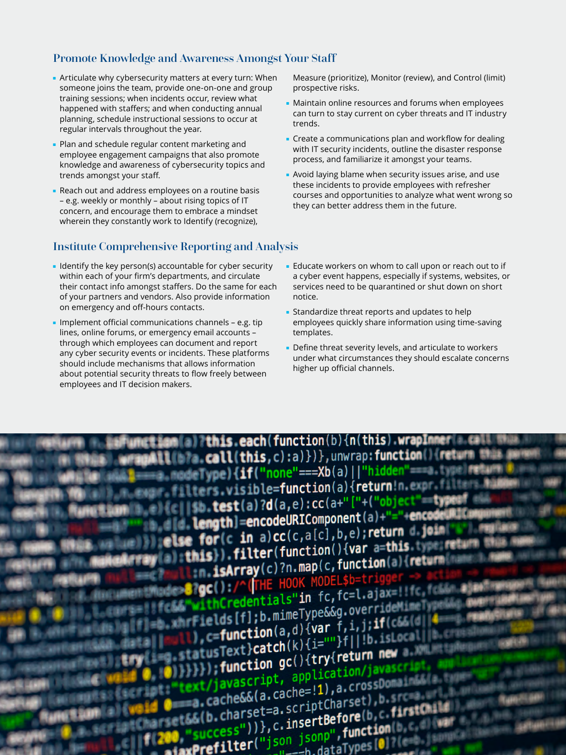## Promote Knowledge and Awareness Amongst Your Staff

- Articulate why cybersecurity matters at every turn: When someone joins the team, provide one-on-one and group training sessions; when incidents occur, review what happened with staffers; and when conducting annual planning, schedule instructional sessions to occur at regular intervals throughout the year.
- Plan and schedule regular content marketing and employee engagement campaigns that also promote knowledge and awareness of cybersecurity topics and trends amongst your staff.
- Reach out and address employees on a routine basis – e.g. weekly or monthly – about rising topics of IT concern, and encourage them to embrace a mindset wherein they constantly work to Identify (recognize), Measure (prioritize), Monitor (review), and Control (limit) prospective risks.
- Maintain online resources and forums when employees can turn to stay current on cyber threats and IT industry trends.
- Create a communications plan and workflow for dealing with IT security incidents, outline the disaster response process, and familiarize it amongst your teams.
- Avoid laying blame when security issues arise, and use these incidents to provide employees with refresher courses and opportunities to analyze what went wrong so they can better address them in the future.

## Institute Comprehensive Reporting and Analysis

- Identify the key person(s) accountable for cyber security within each of your firm's departments, and circulate their contact info amongst staffers. Do the same for each of your partners and vendors. Also provide information on emergency and off-hours contacts.
- Implement official communications channels – e.g. tip lines, online forums, or emergency email accounts – through which employees can document and report any cyber security events or incidents. These platforms should include mechanisms that allows information about potential security threats to flow freely between employees and IT decision makers.
- Educate workers on whom to call upon or reach out to if a cyber event happens, especially if systems, websites, or services need to be quarantined or shut down on short notice.
- Standardize threat reports and updates to help employees quickly share information using time-saving templates.
- Define threat severity levels, and articulate to workers under what circumstances they should escalate concerns higher up official channels.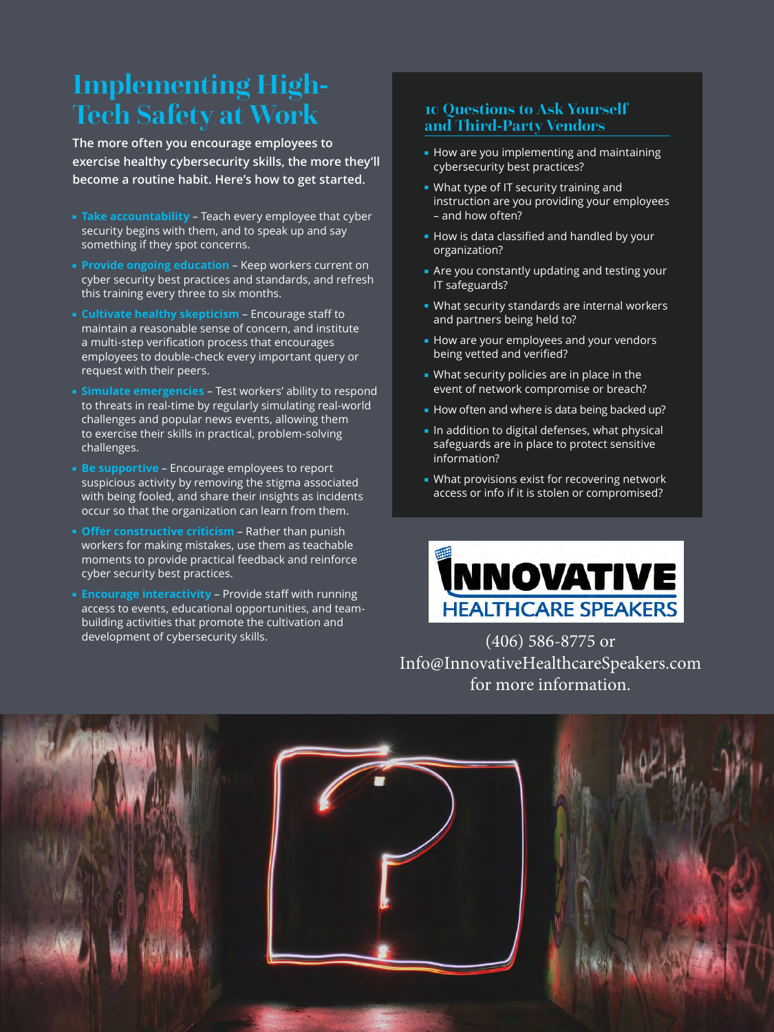# Implementing High-Tech Safety at Work

**The more often you encourage employees to exercise healthy cybersecurity skills, the more they'll become a routine habit. Here's how to get started.**

- **Take accountability** – Teach every employee that cyber security begins with them, and to speak up and say something if they spot concerns.
- **Provide ongoing education** – Keep workers current on cyber security best practices and standards, and refresh this training every three to six months.
- **Cultivate healthy skepticism** – Encourage staff to maintain a reasonable sense of concern, and institute a multi-step verification process that encourages employees to double-check every important query or request with their peers.
- **Simulate emergencies** – Test workers' ability to respond to threats in real-time by regularly simulating real-world challenges and popular news events, allowing them to exercise their skills in practical, problem-solving challenges.
- **Be supportive** – Encourage employees to report suspicious activity by removing the stigma associated with being fooled, and share their insights as incidents occur so that the organization can learn from them.
- **Offer constructive criticism** – Rather than punish workers for making mistakes, use them as teachable moments to provide practical feedback and reinforce cyber security best practices.
- **Encourage interactivity** – Provide staff with running access to events, educational opportunities, and team-building activities that promote the cultivation and development of cybersecurity skills.

## 10 Questions to Ask Yourself and Third-Party Vendors

- How are you implementing and maintaining cybersecurity best practices?
- What type of IT security training and instruction are you providing your employees – and how often?
- How is data classified and handled by your organization?
- Are you constantly updating and testing your IT safeguards?
- What security standards are internal workers and partners being held to?
- How are your employees and your vendors being vetted and verified?
- What security policies are in place in the event of network compromise or breach?
- How often and where is data being backed up?
- In addition to digital defenses, what physical safeguards are in place to protect sensitive information?
- What provisions exist for recovering network access or info if it is stolen or compromised?

INNOVATIVE HEALTHCARE SPEAKERS

(406) 586-8775 or Info@InnovativeHealthcareSpeakers.com for more information.